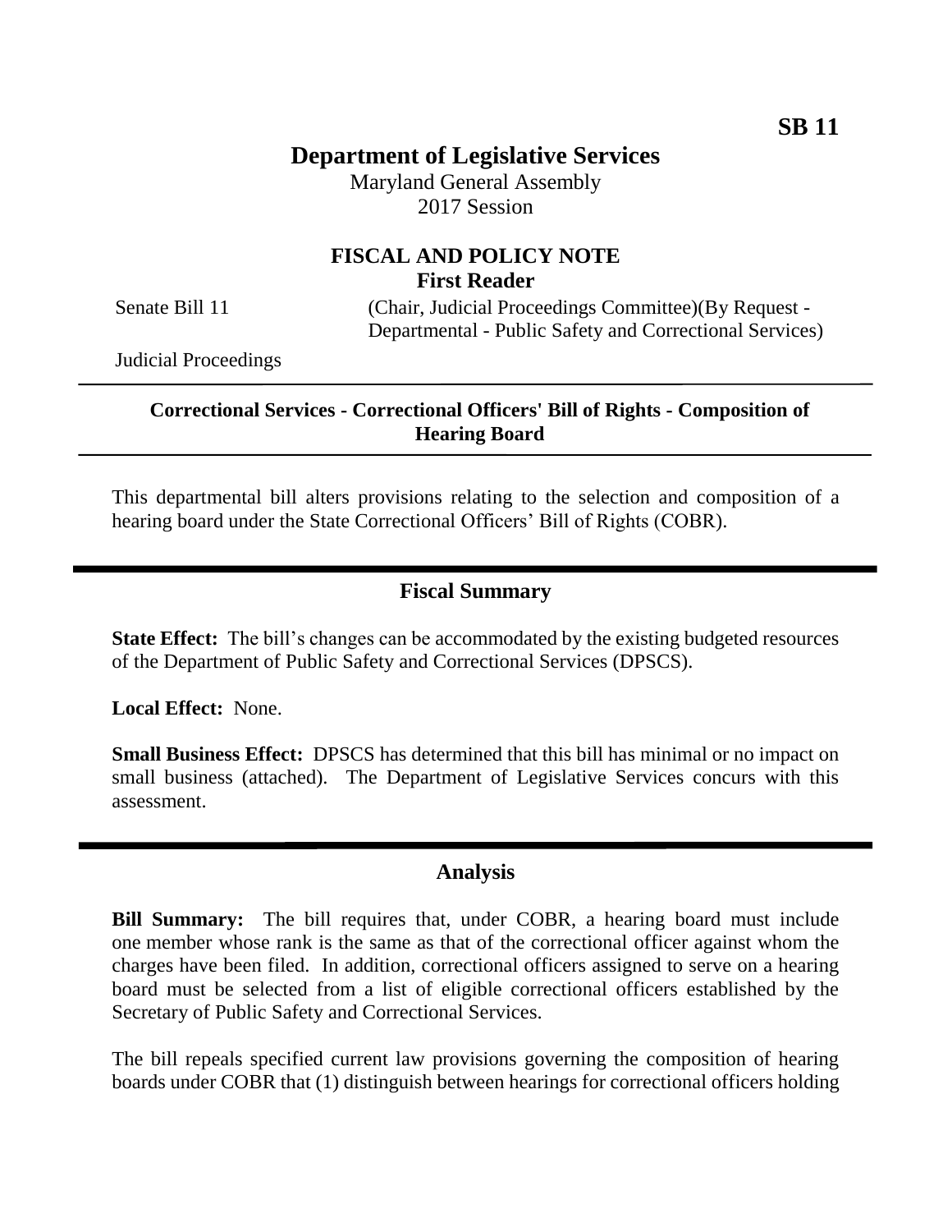**SB 11**

# Department of Legislative Services

Maryland General Assembly
2017 Session

## FISCAL AND POLICY NOTE
**First Reader**

Senate Bill 11 (Chair, Judicial Proceedings Committee)(By Request - Departmental - Public Safety and Correctional Services)

Judicial Proceedings

---

**Correctional Services - Correctional Officers' Bill of Rights - Composition of Hearing Board**

---

This departmental bill alters provisions relating to the selection and composition of a hearing board under the State Correctional Officers' Bill of Rights (COBR).

## Fiscal Summary

**State Effect:** The bill's changes can be accommodated by the existing budgeted resources of the Department of Public Safety and Correctional Services (DPSCS).

**Local Effect:** None.

**Small Business Effect:** DPSCS has determined that this bill has minimal or no impact on small business (attached). The Department of Legislative Services concurs with this assessment.

## Analysis

**Bill Summary:** The bill requires that, under COBR, a hearing board must include one member whose rank is the same as that of the correctional officer against whom the charges have been filed. In addition, correctional officers assigned to serve on a hearing board must be selected from a list of eligible correctional officers established by the Secretary of Public Safety and Correctional Services.

The bill repeals specified current law provisions governing the composition of hearing boards under COBR that (1) distinguish between hearings for correctional officers holding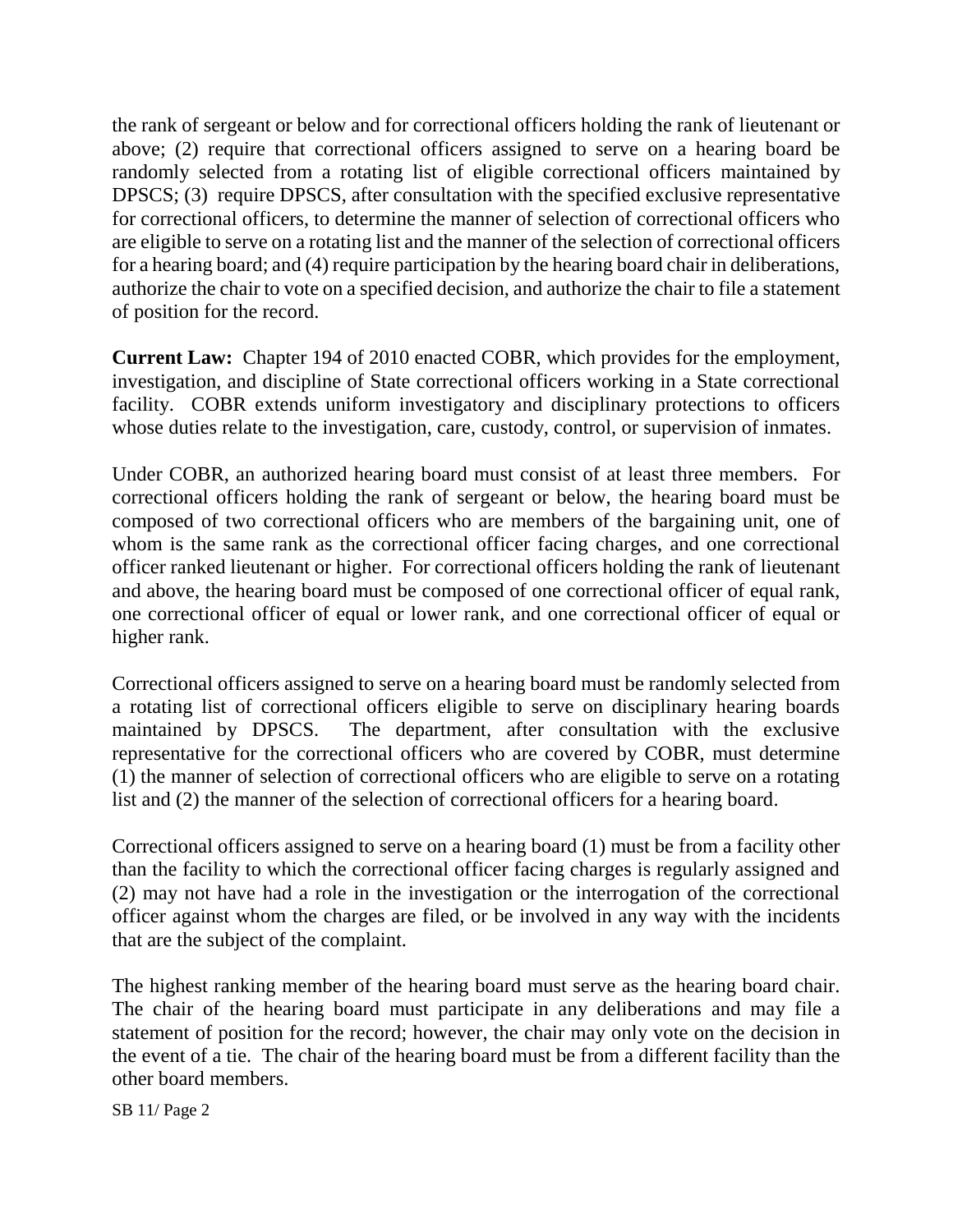the rank of sergeant or below and for correctional officers holding the rank of lieutenant or above; (2) require that correctional officers assigned to serve on a hearing board be randomly selected from a rotating list of eligible correctional officers maintained by DPSCS; (3) require DPSCS, after consultation with the specified exclusive representative for correctional officers, to determine the manner of selection of correctional officers who are eligible to serve on a rotating list and the manner of the selection of correctional officers for a hearing board; and (4) require participation by the hearing board chair in deliberations, authorize the chair to vote on a specified decision, and authorize the chair to file a statement of position for the record.

**Current Law:** Chapter 194 of 2010 enacted COBR, which provides for the employment, investigation, and discipline of State correctional officers working in a State correctional facility. COBR extends uniform investigatory and disciplinary protections to officers whose duties relate to the investigation, care, custody, control, or supervision of inmates.

Under COBR, an authorized hearing board must consist of at least three members. For correctional officers holding the rank of sergeant or below, the hearing board must be composed of two correctional officers who are members of the bargaining unit, one of whom is the same rank as the correctional officer facing charges, and one correctional officer ranked lieutenant or higher. For correctional officers holding the rank of lieutenant and above, the hearing board must be composed of one correctional officer of equal rank, one correctional officer of equal or lower rank, and one correctional officer of equal or higher rank.

Correctional officers assigned to serve on a hearing board must be randomly selected from a rotating list of correctional officers eligible to serve on disciplinary hearing boards maintained by DPSCS. The department, after consultation with the exclusive representative for the correctional officers who are covered by COBR, must determine (1) the manner of selection of correctional officers who are eligible to serve on a rotating list and (2) the manner of the selection of correctional officers for a hearing board.

Correctional officers assigned to serve on a hearing board (1) must be from a facility other than the facility to which the correctional officer facing charges is regularly assigned and (2) may not have had a role in the investigation or the interrogation of the correctional officer against whom the charges are filed, or be involved in any way with the incidents that are the subject of the complaint.

The highest ranking member of the hearing board must serve as the hearing board chair. The chair of the hearing board must participate in any deliberations and may file a statement of position for the record; however, the chair may only vote on the decision in the event of a tie. The chair of the hearing board must be from a different facility than the other board members.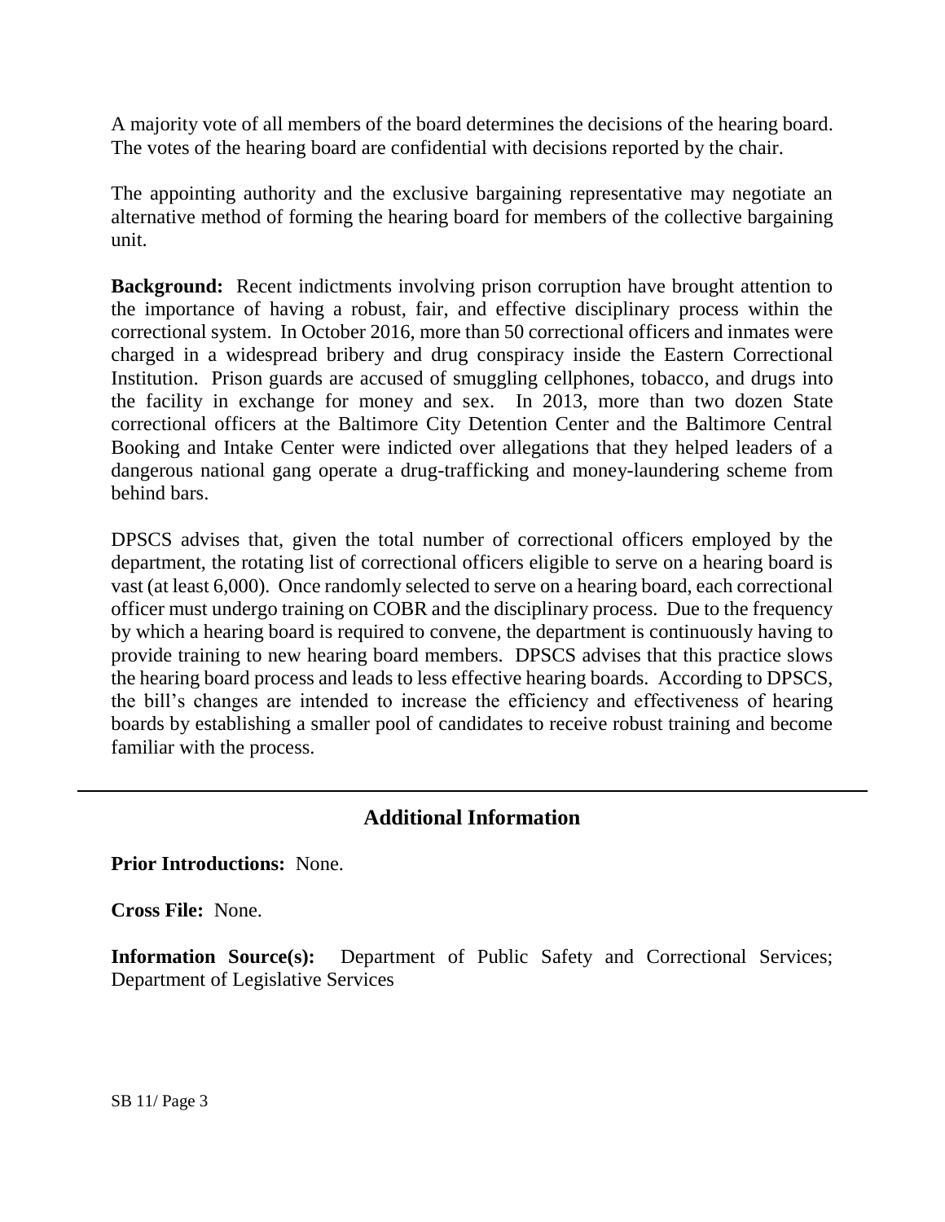A majority vote of all members of the board determines the decisions of the hearing board. The votes of the hearing board are confidential with decisions reported by the chair.

The appointing authority and the exclusive bargaining representative may negotiate an alternative method of forming the hearing board for members of the collective bargaining unit.

**Background:** Recent indictments involving prison corruption have brought attention to the importance of having a robust, fair, and effective disciplinary process within the correctional system. In October 2016, more than 50 correctional officers and inmates were charged in a widespread bribery and drug conspiracy inside the Eastern Correctional Institution. Prison guards are accused of smuggling cellphones, tobacco, and drugs into the facility in exchange for money and sex. In 2013, more than two dozen State correctional officers at the Baltimore City Detention Center and the Baltimore Central Booking and Intake Center were indicted over allegations that they helped leaders of a dangerous national gang operate a drug-trafficking and money-laundering scheme from behind bars.

DPSCS advises that, given the total number of correctional officers employed by the department, the rotating list of correctional officers eligible to serve on a hearing board is vast (at least 6,000). Once randomly selected to serve on a hearing board, each correctional officer must undergo training on COBR and the disciplinary process. Due to the frequency by which a hearing board is required to convene, the department is continuously having to provide training to new hearing board members. DPSCS advises that this practice slows the hearing board process and leads to less effective hearing boards. According to DPSCS, the bill's changes are intended to increase the efficiency and effectiveness of hearing boards by establishing a smaller pool of candidates to receive robust training and become familiar with the process.

---

## Additional Information

**Prior Introductions:** None.

**Cross File:** None.

**Information Source(s):** Department of Public Safety and Correctional Services; Department of Legislative Services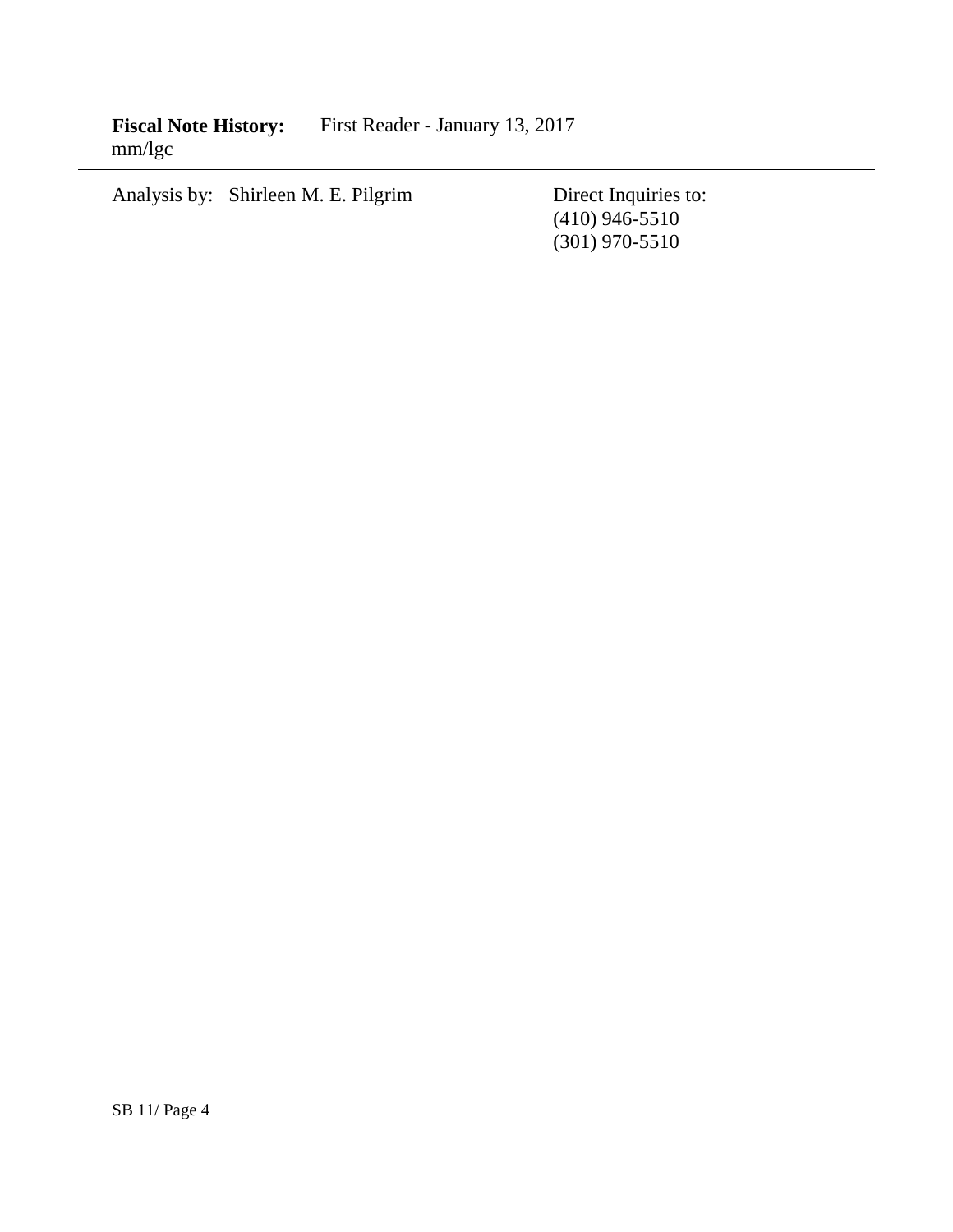**Fiscal Note History:** First Reader - January 13, 2017
mm/lgc

---

Analysis by: Shirleen M. E. Pilgrim

Direct Inquiries to:
(410) 946-5510
(301) 970-5510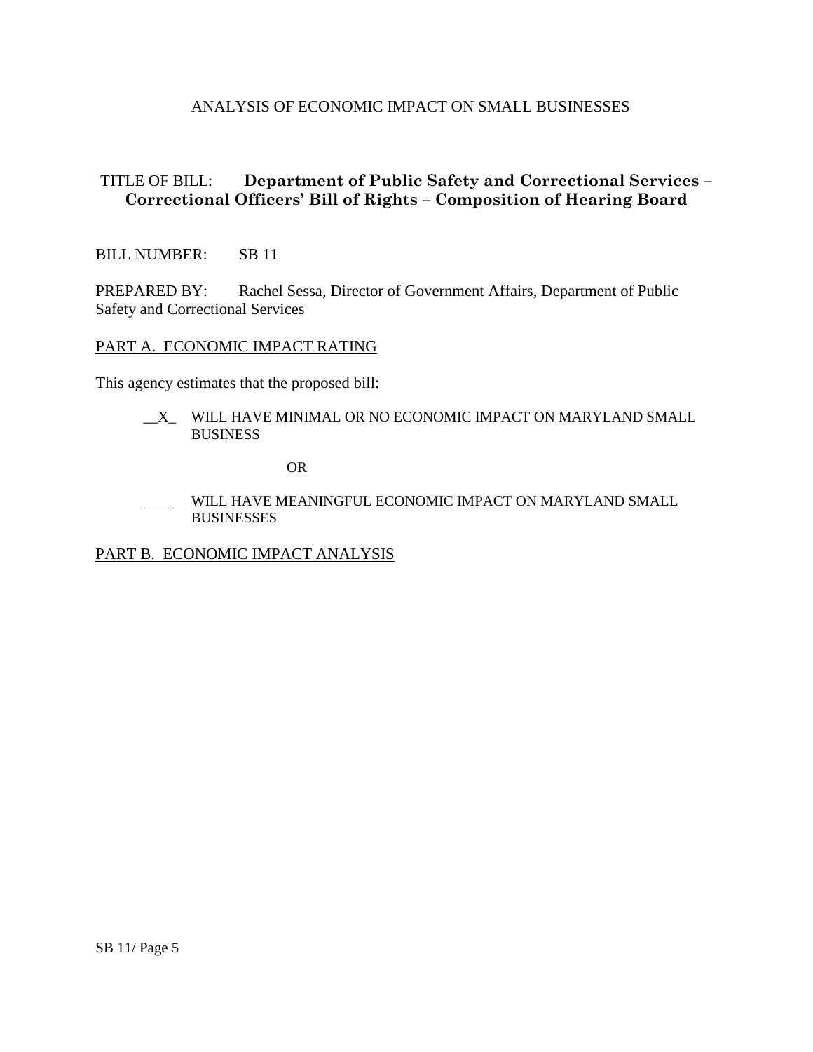ANALYSIS OF ECONOMIC IMPACT ON SMALL BUSINESSES

TITLE OF BILL: **Department of Public Safety and Correctional Services – Correctional Officers' Bill of Rights – Composition of Hearing Board**

BILL NUMBER: SB 11

PREPARED BY: Rachel Sessa, Director of Government Affairs, Department of Public Safety and Correctional Services

PART A. ECONOMIC IMPACT RATING

This agency estimates that the proposed bill:

__X_ WILL HAVE MINIMAL OR NO ECONOMIC IMPACT ON MARYLAND SMALL BUSINESS

OR

___ WILL HAVE MEANINGFUL ECONOMIC IMPACT ON MARYLAND SMALL BUSINESSES

PART B. ECONOMIC IMPACT ANALYSIS